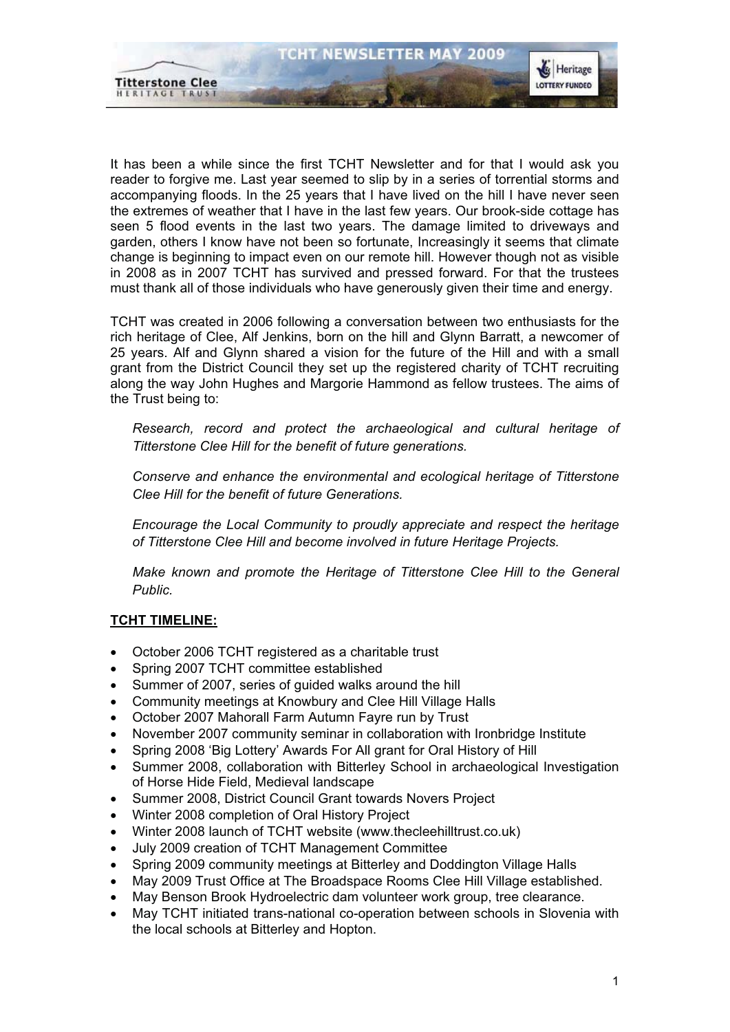# TCHT NEWSLETTER MAY 2009

It has been a while since the first TCHT Newsletter and for that I would ask you reader to forgive me. Last year seemed to slip by in a series of torrential storms and accompanying floods. In the 25 years that I have lived on the hill I have never seen the extremes of weather that I have in the last few years. Our brook-side cottage has seen 5 flood events in the last two years. The damage limited to driveways and garden, others I know have not been so fortunate, Increasingly it seems that climate change is beginning to impact even on our remote hill. However though not as visible in 2008 as in 2007 TCHT has survived and pressed forward. For that the trustees must thank all of those individuals who have generously given their time and energy.

TCHT was created in 2006 following a conversation between two enthusiasts for the rich heritage of Clee, Alf Jenkins, born on the hill and Glynn Barratt, a newcomer of 25 years. Alf and Glynn shared a vision for the future of the Hill and with a small grant from the District Council they set up the registered charity of TCHT recruiting along the way John Hughes and Margorie Hammond as fellow trustees. The aims of the Trust being to:

*Research, record and protect the archaeological and cultural heritage of Titterstone Clee Hill for the benefit of future generations.*

*Conserve and enhance the environmental and ecological heritage of Titterstone Clee Hill for the benefit of future Generations.*

*Encourage the Local Community to proudly appreciate and respect the heritage of Titterstone Clee Hill and become involved in future Heritage Projects.*

*Make known and promote the Heritage of Titterstone Clee Hill to the General Public.*

**TCHT TIMELINE:**

- October 2006 TCHT registered as a charitable trust
- Spring 2007 TCHT committee established
- Summer of 2007, series of guided walks around the hill
- Community meetings at Knowbury and Clee Hill Village Halls
- October 2007 Mahorall Farm Autumn Fayre run by Trust
- November 2007 community seminar in collaboration with Ironbridge Institute
- Spring 2008 'Big Lottery' Awards For All grant for Oral History of Hill
- Summer 2008, collaboration with Bitterley School in archaeological Investigation of Horse Hide Field, Medieval landscape
- Summer 2008, District Council Grant towards Novers Project
- Winter 2008 completion of Oral History Project
- Winter 2008 launch of TCHT website (www.thecleehilltrust.co.uk)
- July 2009 creation of TCHT Management Committee
- Spring 2009 community meetings at Bitterley and Doddington Village Halls
- May 2009 Trust Office at The Broadspace Rooms Clee Hill Village established.
- May Benson Brook Hydroelectric dam volunteer work group, tree clearance.
- May TCHT initiated trans-national co-operation between schools in Slovenia with the local schools at Bitterley and Hopton.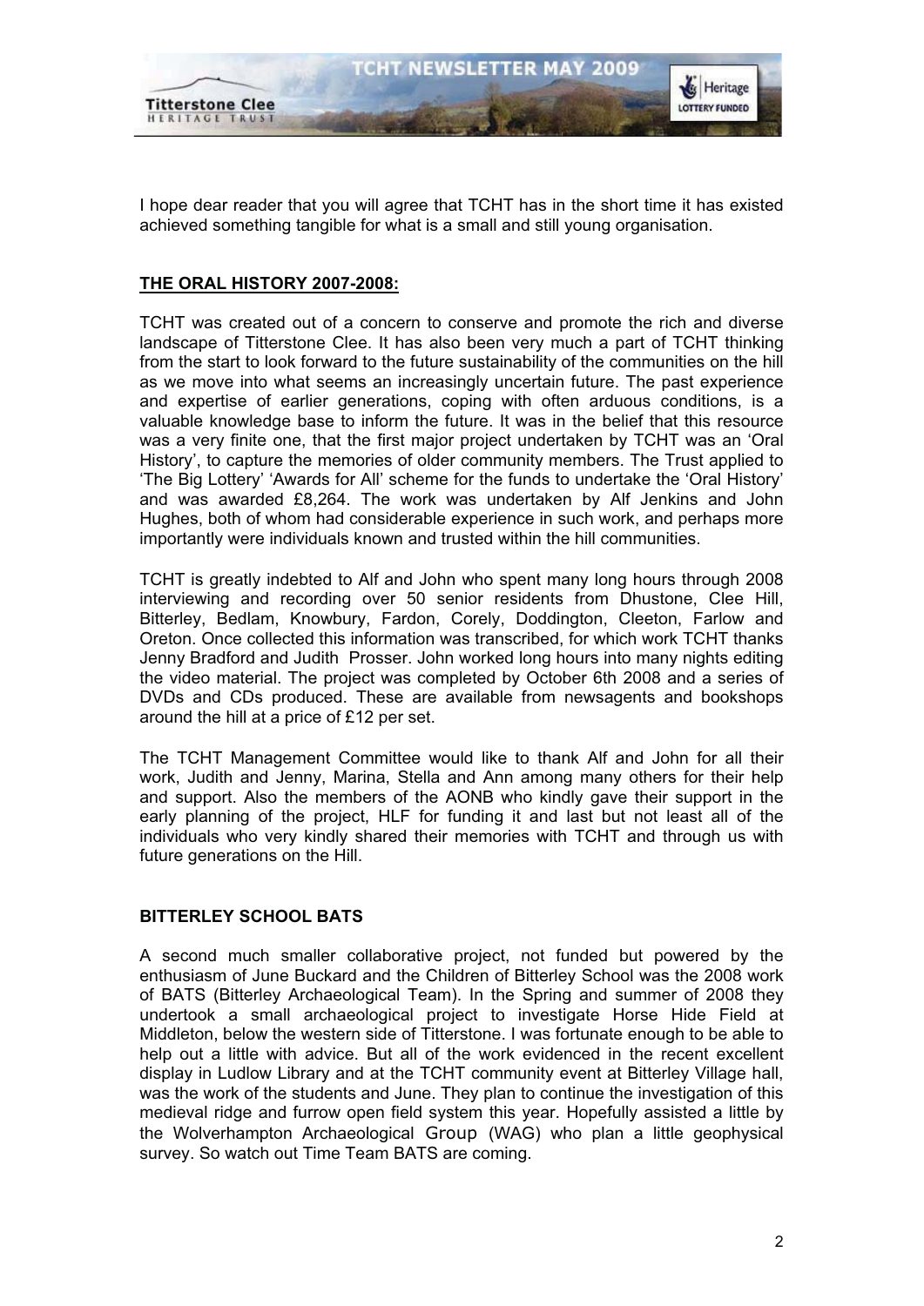I hope dear reader that you will agree that TCHT has in the short time it has existed achieved something tangible for what is a small and still young organisation.

## THE ORAL HISTORY 2007-2008:

TCHT was created out of a concern to conserve and promote the rich and diverse landscape of Titterstone Clee. It has also been very much a part of TCHT thinking from the start to look forward to the future sustainability of the communities on the hill as we move into what seems an increasingly uncertain future. The past experience and expertise of earlier generations, coping with often arduous conditions, is a valuable knowledge base to inform the future. It was in the belief that this resource was a very finite one, that the first major project undertaken by TCHT was an 'Oral History', to capture the memories of older community members. The Trust applied to 'The Big Lottery' 'Awards for All' scheme for the funds to undertake the 'Oral History' and was awarded £8,264. The work was undertaken by Alf Jenkins and John Hughes, both of whom had considerable experience in such work, and perhaps more importantly were individuals known and trusted within the hill communities.

TCHT is greatly indebted to Alf and John who spent many long hours through 2008 interviewing and recording over 50 senior residents from Dhustone, Clee Hill, Bitterley, Bedlam, Knowbury, Fardon, Corely, Doddington, Cleeton, Farlow and Oreton. Once collected this information was transcribed, for which work TCHT thanks Jenny Bradford and Judith Prosser. John worked long hours into many nights editing the video material. The project was completed by October 6th 2008 and a series of DVDs and CDs produced. These are available from newsagents and bookshops around the hill at a price of £12 per set.

The TCHT Management Committee would like to thank Alf and John for all their work, Judith and Jenny, Marina, Stella and Ann among many others for their help and support. Also the members of the AONB who kindly gave their support in the early planning of the project, HLF for funding it and last but not least all of the individuals who very kindly shared their memories with TCHT and through us with future generations on the Hill.

## BITTERLEY SCHOOL BATS

A second much smaller collaborative project, not funded but powered by the enthusiasm of June Buckard and the Children of Bitterley School was the 2008 work of BATS (Bitterley Archaeological Team). In the Spring and summer of 2008 they undertook a small archaeological project to investigate Horse Hide Field at Middleton, below the western side of Titterstone. I was fortunate enough to be able to help out a little with advice. But all of the work evidenced in the recent excellent display in Ludlow Library and at the TCHT community event at Bitterley Village hall, was the work of the students and June. They plan to continue the investigation of this medieval ridge and furrow open field system this year. Hopefully assisted a little by the Wolverhampton Archaeological Group (WAG) who plan a little geophysical survey. So watch out Time Team BATS are coming.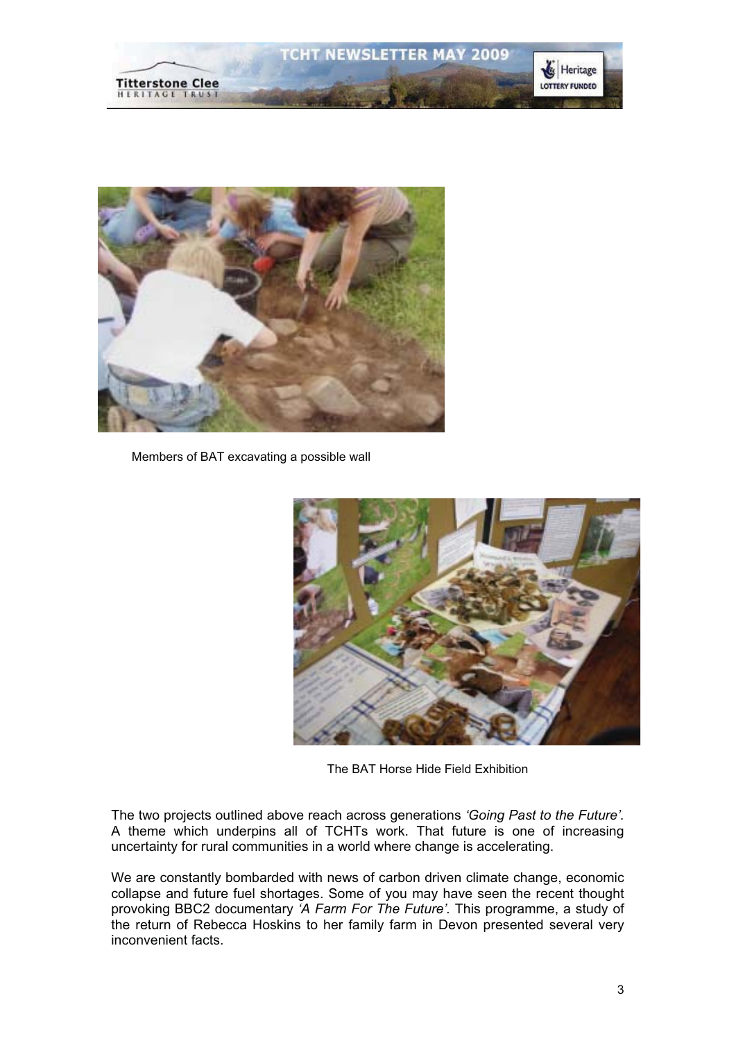Members of BAT excavating a possible wall

The BAT Horse Hide Field Exhibition

The two projects outlined above reach across generations *'Going Past to the Future'*. A theme which underpins all of TCHTs work. That future is one of increasing uncertainty for rural communities in a world where change is accelerating.

We are constantly bombarded with news of carbon driven climate change, economic collapse and future fuel shortages. Some of you may have seen the recent thought provoking BBC2 documentary *'A Farm For The Future'*. This programme, a study of the return of Rebecca Hoskins to her family farm in Devon presented several very inconvenient facts.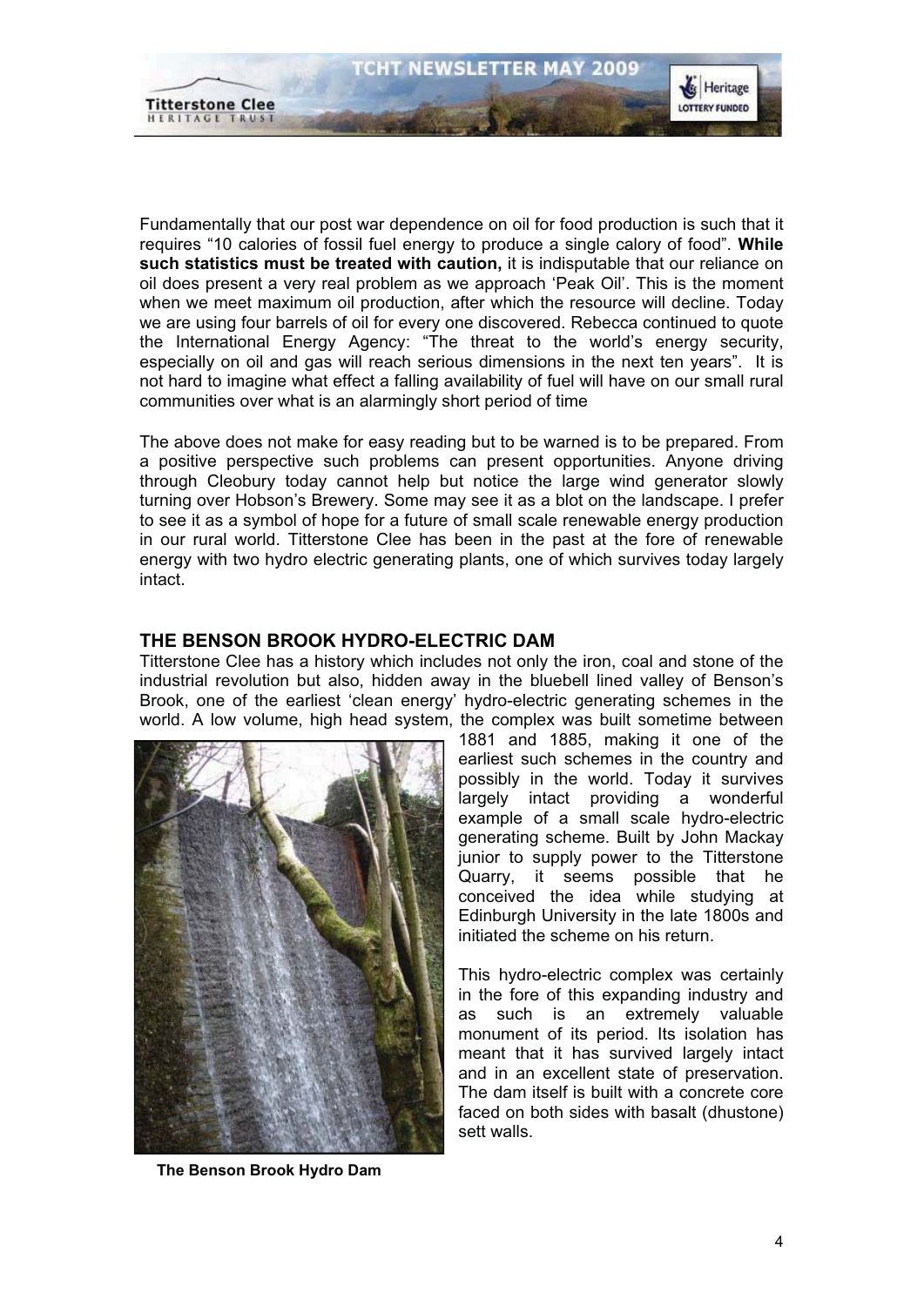Fundamentally that our post war dependence on oil for food production is such that it requires "10 calories of fossil fuel energy to produce a single calory of food". **While such statistics must be treated with caution,** it is indisputable that our reliance on oil does present a very real problem as we approach 'Peak Oil'. This is the moment when we meet maximum oil production, after which the resource will decline. Today we are using four barrels of oil for every one discovered. Rebecca continued to quote the International Energy Agency: "The threat to the world's energy security, especially on oil and gas will reach serious dimensions in the next ten years". It is not hard to imagine what effect a falling availability of fuel will have on our small rural communities over what is an alarmingly short period of time

The above does not make for easy reading but to be warned is to be prepared. From a positive perspective such problems can present opportunities. Anyone driving through Cleobury today cannot help but notice the large wind generator slowly turning over Hobson's Brewery. Some may see it as a blot on the landscape. I prefer to see it as a symbol of hope for a future of small scale renewable energy production in our rural world. Titterstone Clee has been in the past at the fore of renewable energy with two hydro electric generating plants, one of which survives today largely intact.

## THE BENSON BROOK HYDRO-ELECTRIC DAM

Titterstone Clee has a history which includes not only the iron, coal and stone of the industrial revolution but also, hidden away in the bluebell lined valley of Benson's Brook, one of the earliest 'clean energy' hydro-electric generating schemes in the world. A low volume, high head system, the complex was built sometime between 1881 and 1885, making it one of the earliest such schemes in the country and possibly in the world. Today it survives largely intact providing a wonderful example of a small scale hydro-electric generating scheme. Built by John Mackay junior to supply power to the Titterstone Quarry, it seems possible that he conceived the idea while studying at Edinburgh University in the late 1800s and initiated the scheme on his return.

**The Benson Brook Hydro Dam**

This hydro-electric complex was certainly in the fore of this expanding industry and as such is an extremely valuable monument of its period. Its isolation has meant that it has survived largely intact and in an excellent state of preservation. The dam itself is built with a concrete core faced on both sides with basalt (dhustone) sett walls.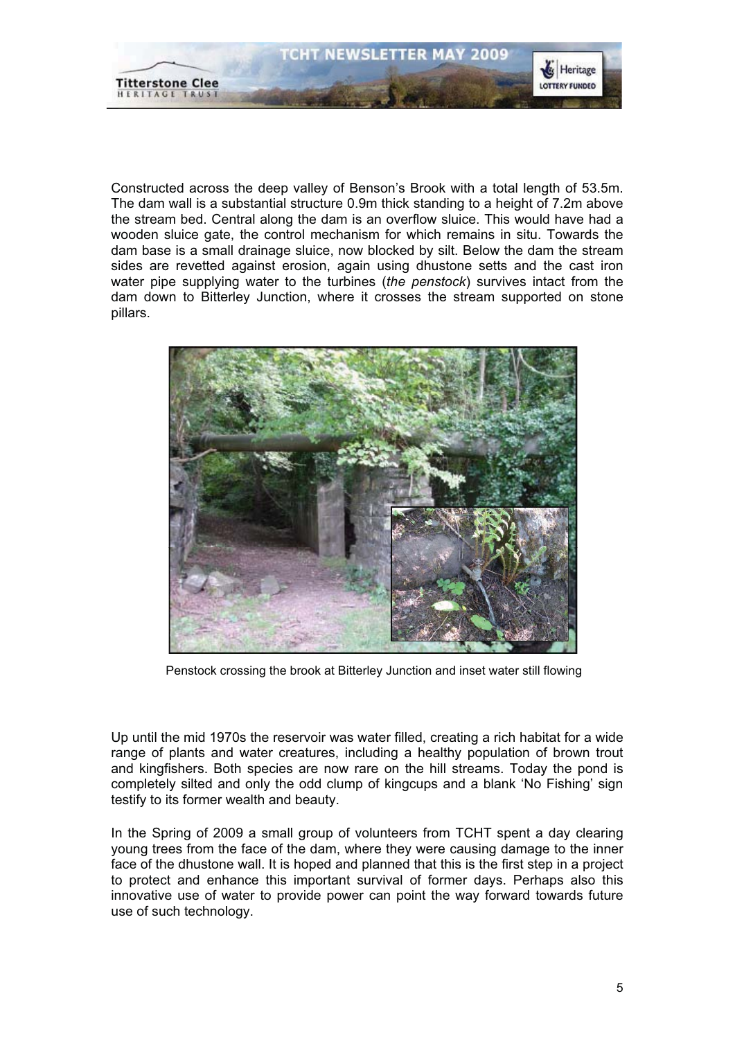Constructed across the deep valley of Benson's Brook with a total length of 53.5m. The dam wall is a substantial structure 0.9m thick standing to a height of 7.2m above the stream bed. Central along the dam is an overflow sluice. This would have had a wooden sluice gate, the control mechanism for which remains in situ. Towards the dam base is a small drainage sluice, now blocked by silt. Below the dam the stream sides are revetted against erosion, again using dhustone setts and the cast iron water pipe supplying water to the turbines (*the penstock*) survives intact from the dam down to Bitterley Junction, where it crosses the stream supported on stone pillars.

Penstock crossing the brook at Bitterley Junction and inset water still flowing

Up until the mid 1970s the reservoir was water filled, creating a rich habitat for a wide range of plants and water creatures, including a healthy population of brown trout and kingfishers. Both species are now rare on the hill streams. Today the pond is completely silted and only the odd clump of kingcups and a blank 'No Fishing' sign testify to its former wealth and beauty.

In the Spring of 2009 a small group of volunteers from TCHT spent a day clearing young trees from the face of the dam, where they were causing damage to the inner face of the dhustone wall. It is hoped and planned that this is the first step in a project to protect and enhance this important survival of former days. Perhaps also this innovative use of water to provide power can point the way forward towards future use of such technology.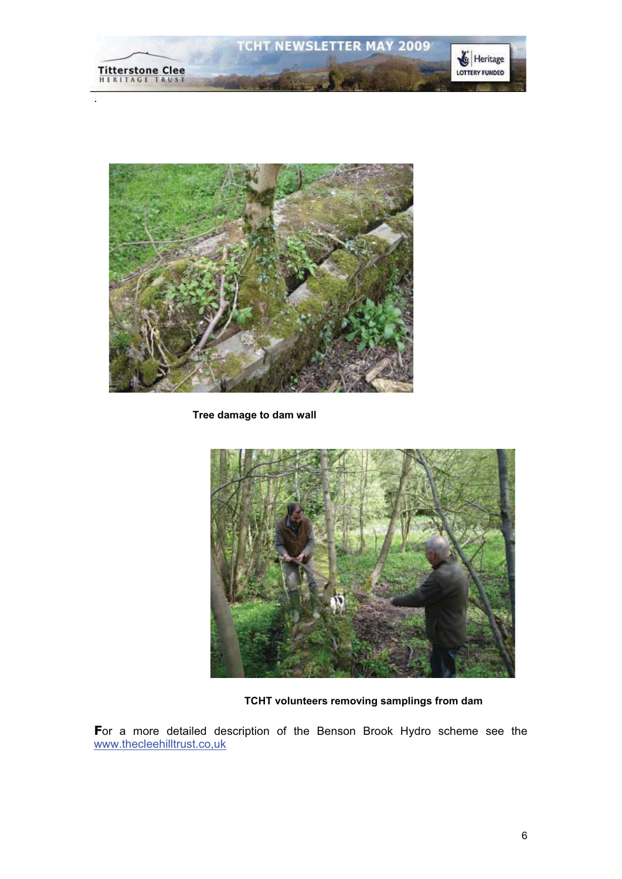Tree damage to dam wall

TCHT volunteers removing samplings from dam

**F**or a more detailed description of the Benson Brook Hydro scheme see the www.thecleehilltrust.co,uk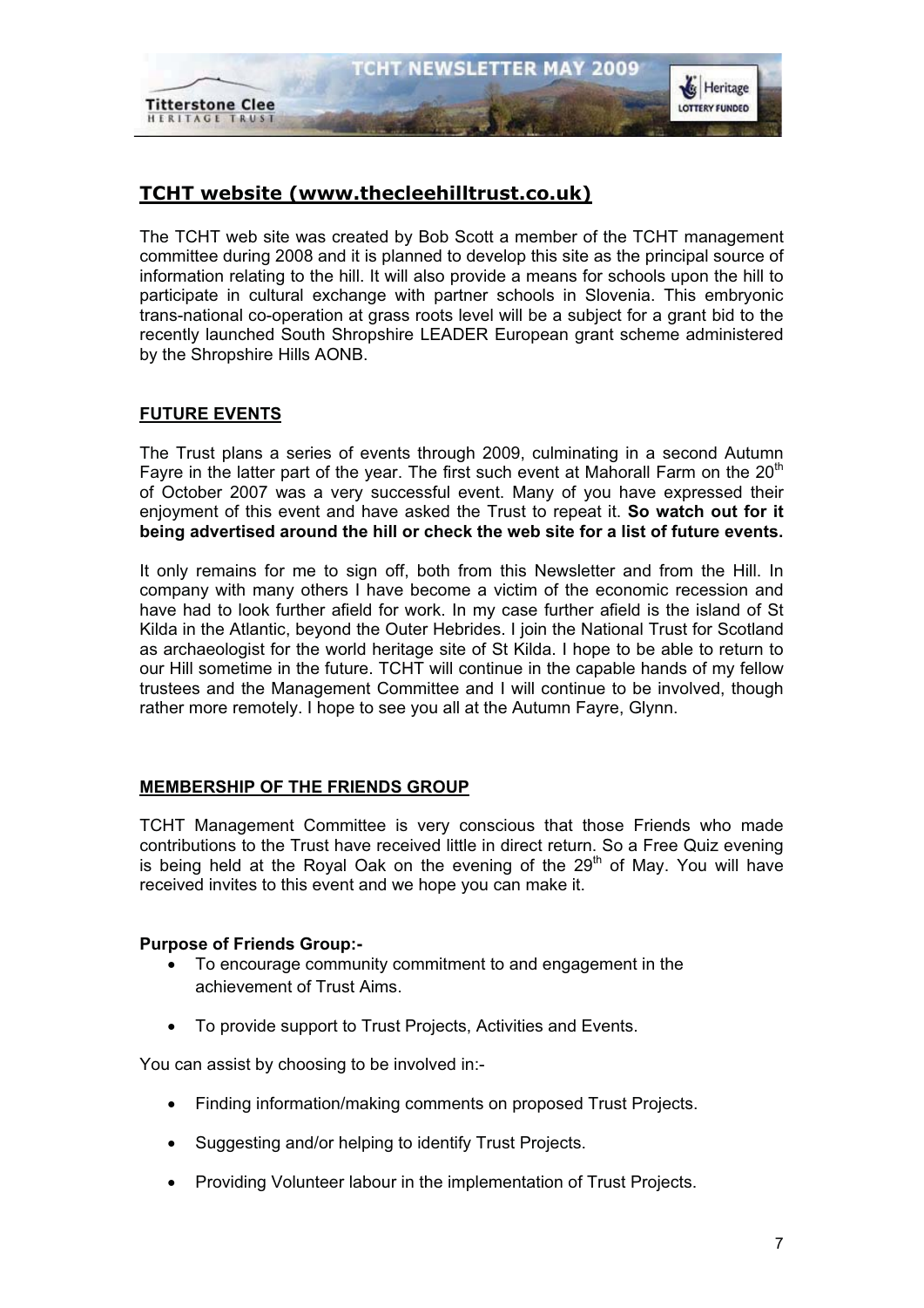## TCHT website (www.thecleehilltrust.co.uk)

The TCHT web site was created by Bob Scott a member of the TCHT management committee during 2008 and it is planned to develop this site as the principal source of information relating to the hill. It will also provide a means for schools upon the hill to participate in cultural exchange with partner schools in Slovenia. This embryonic trans-national co-operation at grass roots level will be a subject for a grant bid to the recently launched South Shropshire LEADER European grant scheme administered by the Shropshire Hills AONB.

## FUTURE EVENTS

The Trust plans a series of events through 2009, culminating in a second Autumn Fayre in the latter part of the year. The first such event at Mahorall Farm on the 20th of October 2007 was a very successful event. Many of you have expressed their enjoyment of this event and have asked the Trust to repeat it. **So watch out for it being advertised around the hill or check the web site for a list of future events.**

It only remains for me to sign off, both from this Newsletter and from the Hill. In company with many others I have become a victim of the economic recession and have had to look further afield for work. In my case further afield is the island of St Kilda in the Atlantic, beyond the Outer Hebrides. I join the National Trust for Scotland as archaeologist for the world heritage site of St Kilda. I hope to be able to return to our Hill sometime in the future. TCHT will continue in the capable hands of my fellow trustees and the Management Committee and I will continue to be involved, though rather more remotely. I hope to see you all at the Autumn Fayre, Glynn.

## MEMBERSHIP OF THE FRIENDS GROUP

TCHT Management Committee is very conscious that those Friends who made contributions to the Trust have received little in direct return. So a Free Quiz evening is being held at the Royal Oak on the evening of the 29th of May. You will have received invites to this event and we hope you can make it.

**Purpose of Friends Group:-**

- To encourage community commitment to and engagement in the achievement of Trust Aims.
- To provide support to Trust Projects, Activities and Events.

You can assist by choosing to be involved in:-

- Finding information/making comments on proposed Trust Projects.
- Suggesting and/or helping to identify Trust Projects.
- Providing Volunteer labour in the implementation of Trust Projects.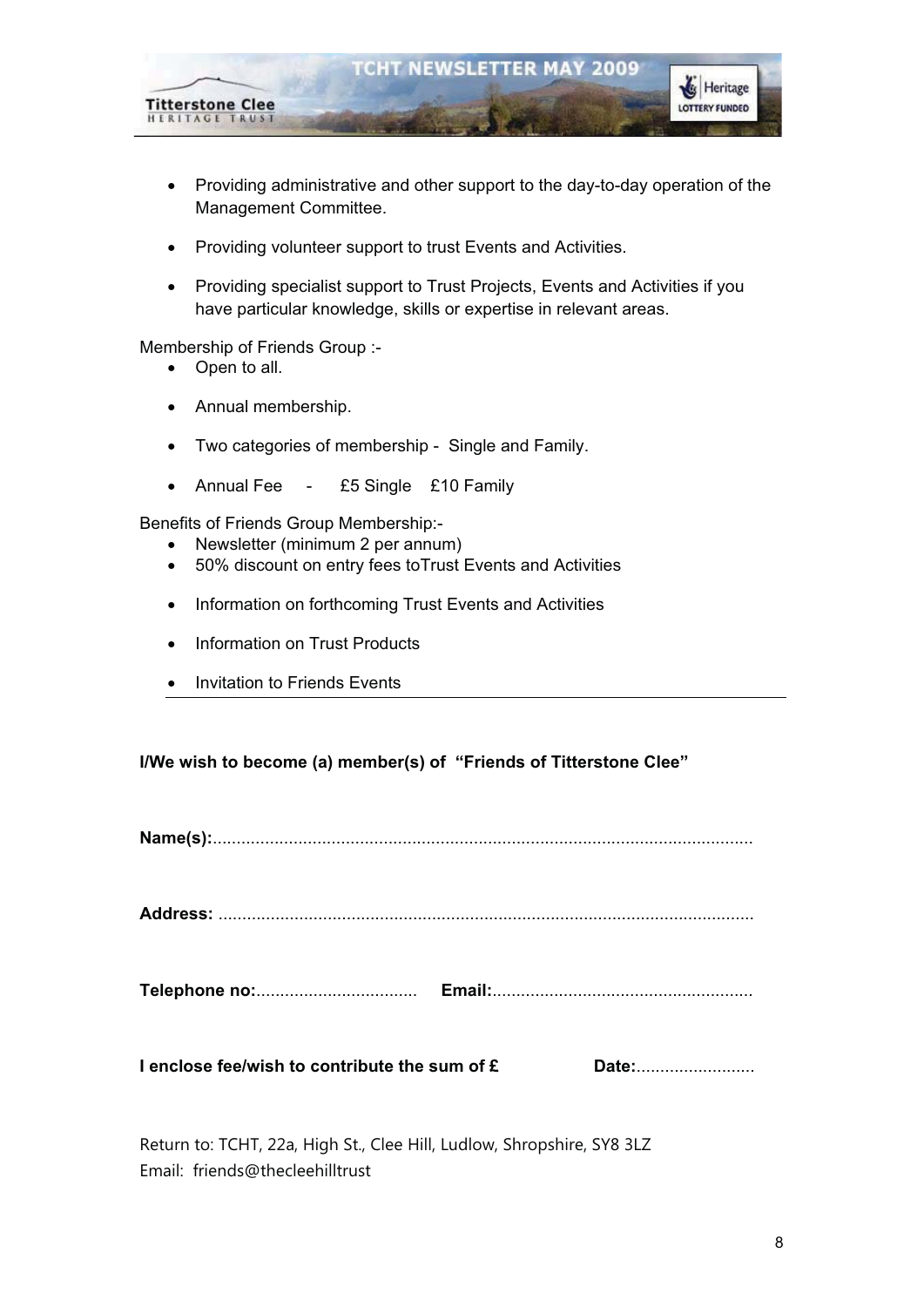- Providing administrative and other support to the day-to-day operation of the Management Committee.
- Providing volunteer support to trust Events and Activities.
- Providing specialist support to Trust Projects, Events and Activities if you have particular knowledge, skills or expertise in relevant areas.

Membership of Friends Group :-

- Open to all.
- Annual membership.
- Two categories of membership - Single and Family.
- Annual Fee - £5 Single £10 Family

Benefits of Friends Group Membership:-

- Newsletter (minimum 2 per annum)
- 50% discount on entry fees toTrust Events and Activities
- Information on forthcoming Trust Events and Activities
- Information on Trust Products
- Invitation to Friends Events

---

**I/We wish to become (a) member(s) of "Friends of Titterstone Clee"**

**Name(s):**..................................................................................................................

**Address:** .................................................................................................................

**Telephone no:**.................................. **Email:**.......................................................

**I enclose fee/wish to contribute the sum of £** **Date:**.........................

Return to: TCHT, 22a, High St., Clee Hill, Ludlow, Shropshire, SY8 3LZ
Email: friends@thecleehilltrust